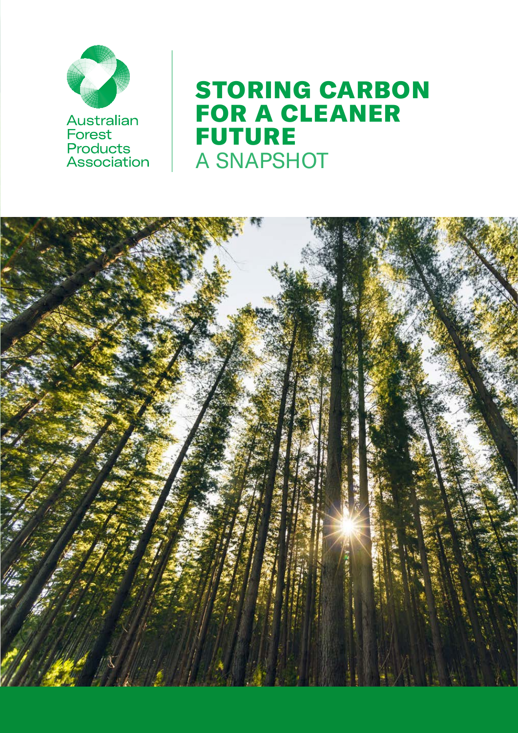Australian Forest Products Association

# STORING CARBON FOR A CLEANER FUTURE

## A SNAPSHOT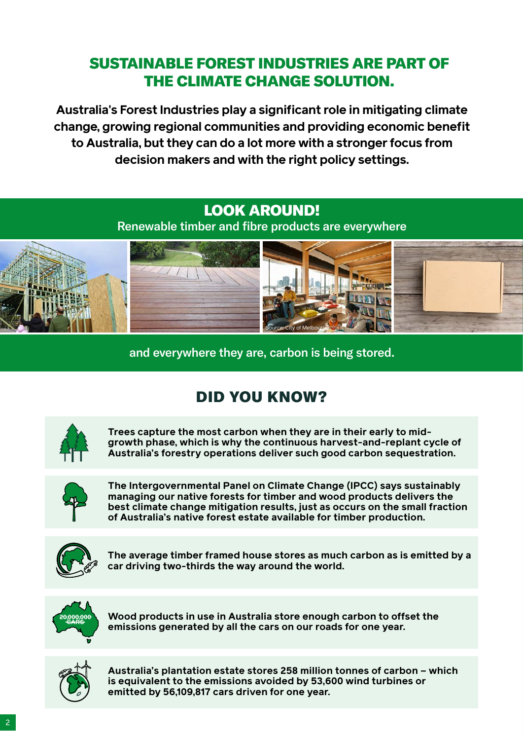# SUSTAINABLE FOREST INDUSTRIES ARE PART OF THE CLIMATE CHANGE SOLUTION.

**Australia's Forest Industries play a significant role in mitigating climate change, growing regional communities and providing economic benefit to Australia, but they can do a lot more with a stronger focus from decision makers and with the right policy settings.**

## LOOK AROUND!

Renewable timber and fibre products are everywhere

Source: City of Melbourne

and everywhere they are, carbon is being stored.

## DID YOU KNOW?

**Trees capture the most carbon when they are in their early to mid-growth phase, which is why the continuous harvest-and-replant cycle of Australia's forestry operations deliver such good carbon sequestration.**

**The Intergovernmental Panel on Climate Change (IPCC) says sustainably managing our native forests for timber and wood products delivers the best climate change mitigation results, just as occurs on the small fraction of Australia's native forest estate available for timber production.**

**The average timber framed house stores as much carbon as is emitted by a car driving two-thirds the way around the world.**

20,000,000 CARS

**Wood products in use in Australia store enough carbon to offset the emissions generated by all the cars on our roads for one year.**

**Australia's plantation estate stores 258 million tonnes of carbon – which is equivalent to the emissions avoided by 53,600 wind turbines or emitted by 56,109,817 cars driven for one year.**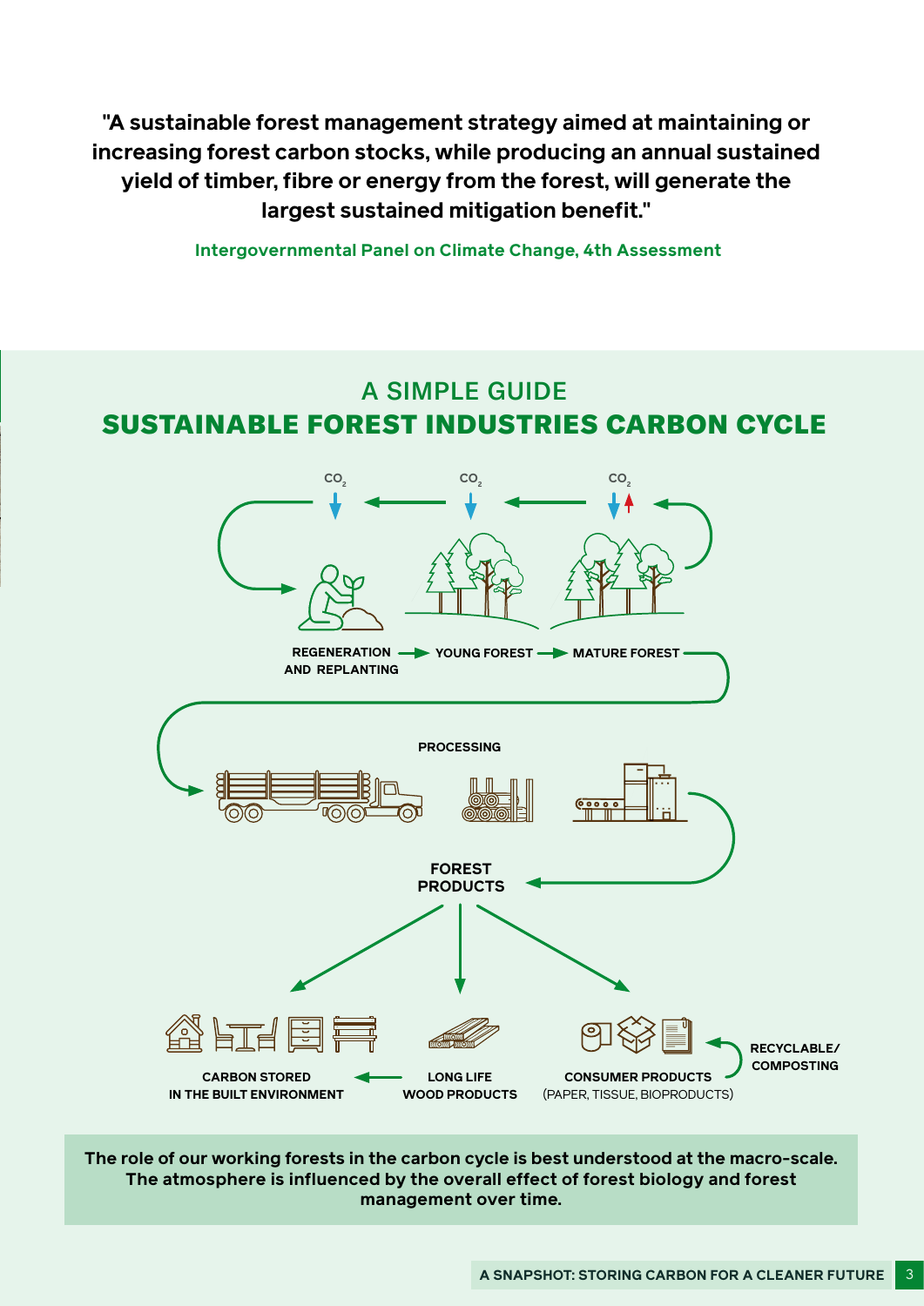"A sustainable forest management strategy aimed at maintaining or increasing forest carbon stocks, while producing an annual sustained yield of timber, fibre or energy from the forest, will generate the largest sustained mitigation benefit."

Intergovernmental Panel on Climate Change, 4th Assessment

## A SIMPLE GUIDE
## SUSTAINABLE FOREST INDUSTRIES CARBON CYCLE

$CO_2$ $CO_2$ $CO_2$

REGENERATION AND REPLANTING → YOUNG FOREST → MATURE FOREST

PROCESSING

FOREST PRODUCTS

CARBON STORED IN THE BUILT ENVIRONMENT ← LONG LIFE WOOD PRODUCTS

CONSUMER PRODUCTS (PAPER, TISSUE, BIOPRODUCTS)

RECYCLABLE/ COMPOSTING

**The role of our working forests in the carbon cycle is best understood at the macro-scale. The atmosphere is influenced by the overall effect of forest biology and forest management over time.**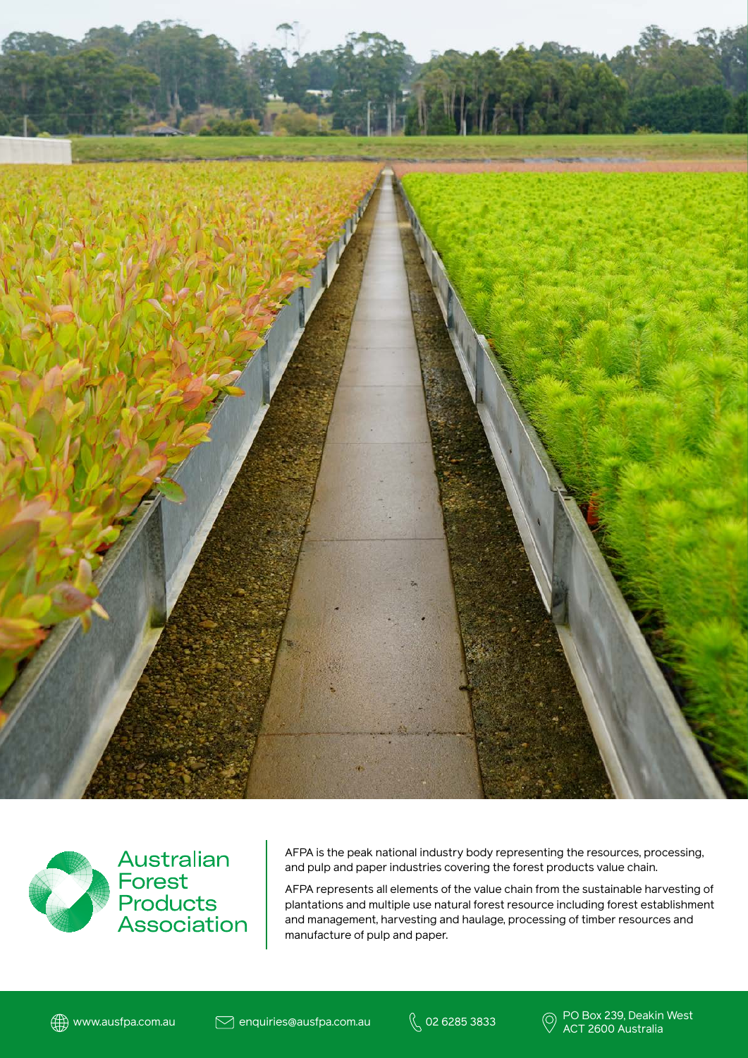Australian Forest Products Association

AFPA is the peak national industry body representing the resources, processing, and pulp and paper industries covering the forest products value chain.

AFPA represents all elements of the value chain from the sustainable harvesting of plantations and multiple use natural forest resource including forest establishment and management, harvesting and haulage, processing of timber resources and manufacture of pulp and paper.

www.ausfpa.com.au

enquiries@ausfpa.com.au

02 6285 3833

PO Box 239, Deakin West
ACT 2600 Australia